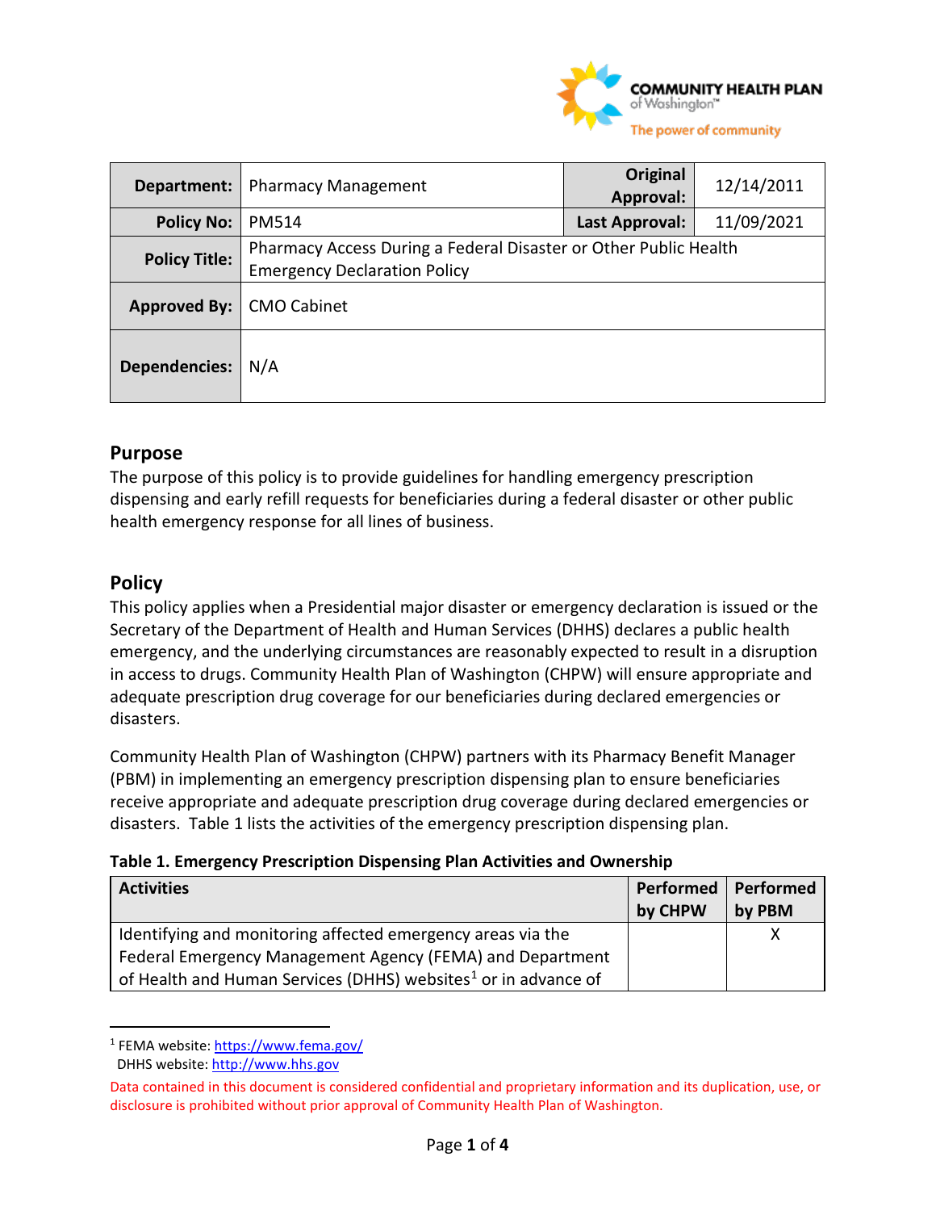| Department: | Pharmacy Management | Original Approval: | 12/14/2011 |
|---|---|---|---|
| Policy No: | PM514 | Last Approval: | 11/09/2021 |
| Policy Title: | Pharmacy Access During a Federal Disaster or Other Public Health Emergency Declaration Policy | | |
| Approved By: | CMO Cabinet | | |
| Dependencies: | N/A | | |

## Purpose

The purpose of this policy is to provide guidelines for handling emergency prescription dispensing and early refill requests for beneficiaries during a federal disaster or other public health emergency response for all lines of business.

## Policy

This policy applies when a Presidential major disaster or emergency declaration is issued or the Secretary of the Department of Health and Human Services (DHHS) declares a public health emergency, and the underlying circumstances are reasonably expected to result in a disruption in access to drugs. Community Health Plan of Washington (CHPW) will ensure appropriate and adequate prescription drug coverage for our beneficiaries during declared emergencies or disasters.

Community Health Plan of Washington (CHPW) partners with its Pharmacy Benefit Manager (PBM) in implementing an emergency prescription dispensing plan to ensure beneficiaries receive appropriate and adequate prescription drug coverage during declared emergencies or disasters. Table 1 lists the activities of the emergency prescription dispensing plan.

**Table 1. Emergency Prescription Dispensing Plan Activities and Ownership**

| Activities | Performed by CHPW | Performed by PBM |
|---|---|---|
| Identifying and monitoring affected emergency areas via the Federal Emergency Management Agency (FEMA) and Department of Health and Human Services (DHHS) websites[1] or in advance of | | X |

[1] FEMA website: https://www.fema.gov/
DHHS website: http://www.hhs.gov

Data contained in this document is considered confidential and proprietary information and its duplication, use, or disclosure is prohibited without prior approval of Community Health Plan of Washington.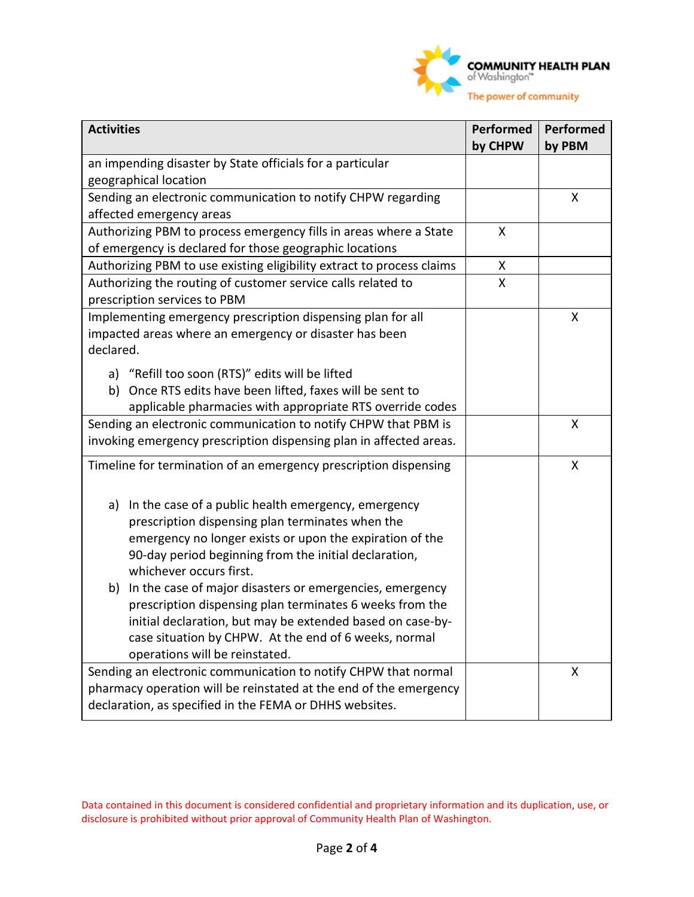| Activities | Performed by CHPW | Performed by PBM |
|---|---|---|
| an impending disaster by State officials for a particular geographical location | | |
| Sending an electronic communication to notify CHPW regarding affected emergency areas | | X |
| Authorizing PBM to process emergency fills in areas where a State of emergency is declared for those geographic locations | X | |
| Authorizing PBM to use existing eligibility extract to process claims | X | |
| Authorizing the routing of customer service calls related to prescription services to PBM | X | |
| Implementing emergency prescription dispensing plan for all impacted areas where an emergency or disaster has been declared.<br><br>a) "Refill too soon (RTS)" edits will be lifted<br>b) Once RTS edits have been lifted, faxes will be sent to applicable pharmacies with appropriate RTS override codes | | X |
| Sending an electronic communication to notify CHPW that PBM is invoking emergency prescription dispensing plan in affected areas. | | X |
| Timeline for termination of an emergency prescription dispensing<br><br>a) In the case of a public health emergency, emergency prescription dispensing plan terminates when the emergency no longer exists or upon the expiration of the 90-day period beginning from the initial declaration, whichever occurs first.<br>b) In the case of major disasters or emergencies, emergency prescription dispensing plan terminates 6 weeks from the initial declaration, but may be extended based on case-by-case situation by CHPW. At the end of 6 weeks, normal operations will be reinstated. | | X |
| Sending an electronic communication to notify CHPW that normal pharmacy operation will be reinstated at the end of the emergency declaration, as specified in the FEMA or DHHS websites. | | X |

Data contained in this document is considered confidential and proprietary information and its duplication, use, or disclosure is prohibited without prior approval of Community Health Plan of Washington.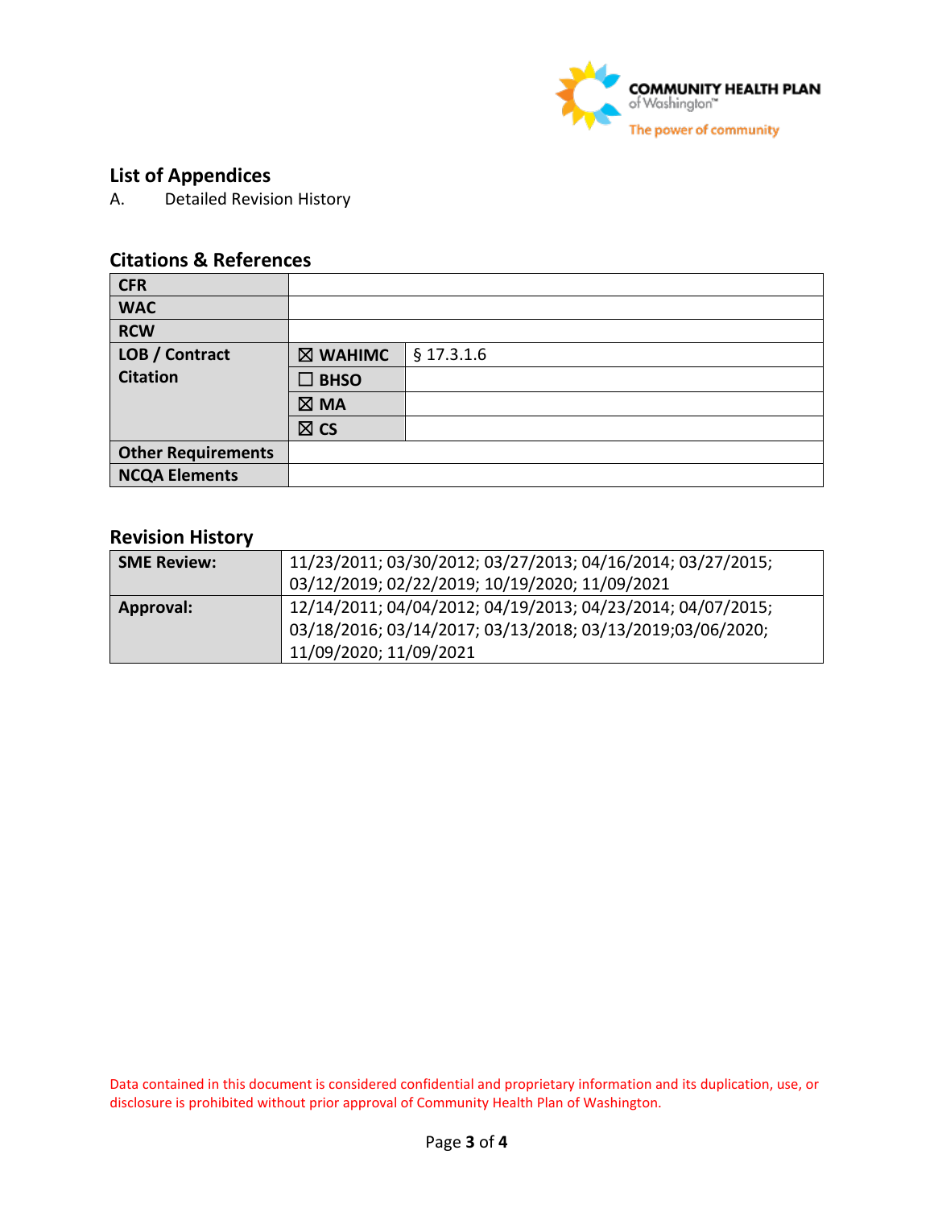## List of Appendices

A. Detailed Revision History

## Citations & References

| | | |
|---|---|---|
| **CFR** | | |
| **WAC** | | |
| **RCW** | | |
| **LOB / Contract Citation** | ☒ **WAHIMC** | § 17.3.1.6 |
| | ☐ **BHSO** | |
| | ☒ **MA** | |
| | ☒ **CS** | |
| **Other Requirements** | | |
| **NCQA Elements** | | |

## Revision History

| | |
|---|---|
| **SME Review:** | 11/23/2011; 03/30/2012; 03/27/2013; 04/16/2014; 03/27/2015; 03/12/2019; 02/22/2019; 10/19/2020; 11/09/2021 |
| **Approval:** | 12/14/2011; 04/04/2012; 04/19/2013; 04/23/2014; 04/07/2015; 03/18/2016; 03/14/2017; 03/13/2018; 03/13/2019;03/06/2020; 11/09/2020; 11/09/2021 |

Data contained in this document is considered confidential and proprietary information and its duplication, use, or disclosure is prohibited without prior approval of Community Health Plan of Washington.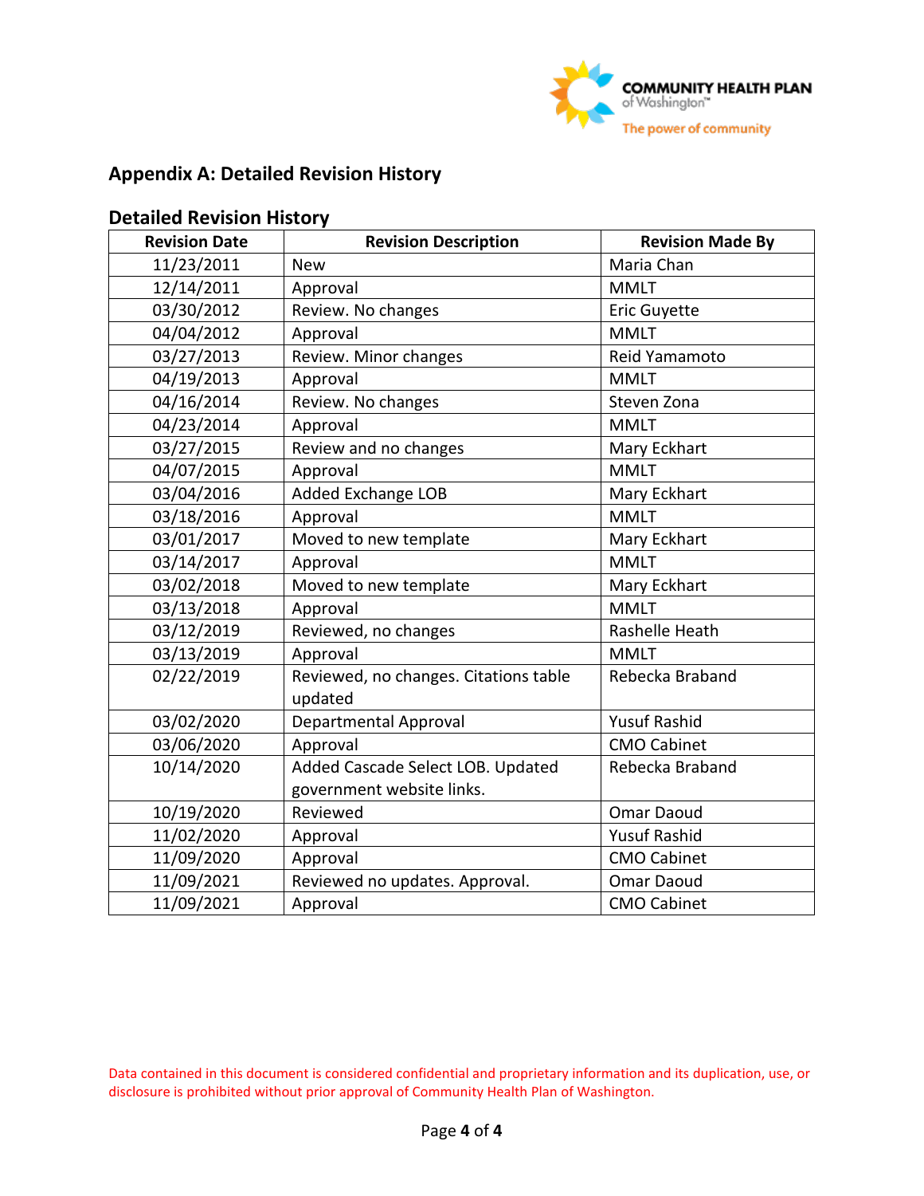## Appendix A: Detailed Revision History

### Detailed Revision History

| Revision Date | Revision Description | Revision Made By |
|---|---|---|
| 11/23/2011 | New | Maria Chan |
| 12/14/2011 | Approval | MMLT |
| 03/30/2012 | Review. No changes | Eric Guyette |
| 04/04/2012 | Approval | MMLT |
| 03/27/2013 | Review. Minor changes | Reid Yamamoto |
| 04/19/2013 | Approval | MMLT |
| 04/16/2014 | Review. No changes | Steven Zona |
| 04/23/2014 | Approval | MMLT |
| 03/27/2015 | Review and no changes | Mary Eckhart |
| 04/07/2015 | Approval | MMLT |
| 03/04/2016 | Added Exchange LOB | Mary Eckhart |
| 03/18/2016 | Approval | MMLT |
| 03/01/2017 | Moved to new template | Mary Eckhart |
| 03/14/2017 | Approval | MMLT |
| 03/02/2018 | Moved to new template | Mary Eckhart |
| 03/13/2018 | Approval | MMLT |
| 03/12/2019 | Reviewed, no changes | Rashelle Heath |
| 03/13/2019 | Approval | MMLT |
| 02/22/2019 | Reviewed, no changes. Citations table updated | Rebecka Braband |
| 03/02/2020 | Departmental Approval | Yusuf Rashid |
| 03/06/2020 | Approval | CMO Cabinet |
| 10/14/2020 | Added Cascade Select LOB. Updated government website links. | Rebecka Braband |
| 10/19/2020 | Reviewed | Omar Daoud |
| 11/02/2020 | Approval | Yusuf Rashid |
| 11/09/2020 | Approval | CMO Cabinet |
| 11/09/2021 | Reviewed no updates. Approval. | Omar Daoud |
| 11/09/2021 | Approval | CMO Cabinet |

Data contained in this document is considered confidential and proprietary information and its duplication, use, or disclosure is prohibited without prior approval of Community Health Plan of Washington.